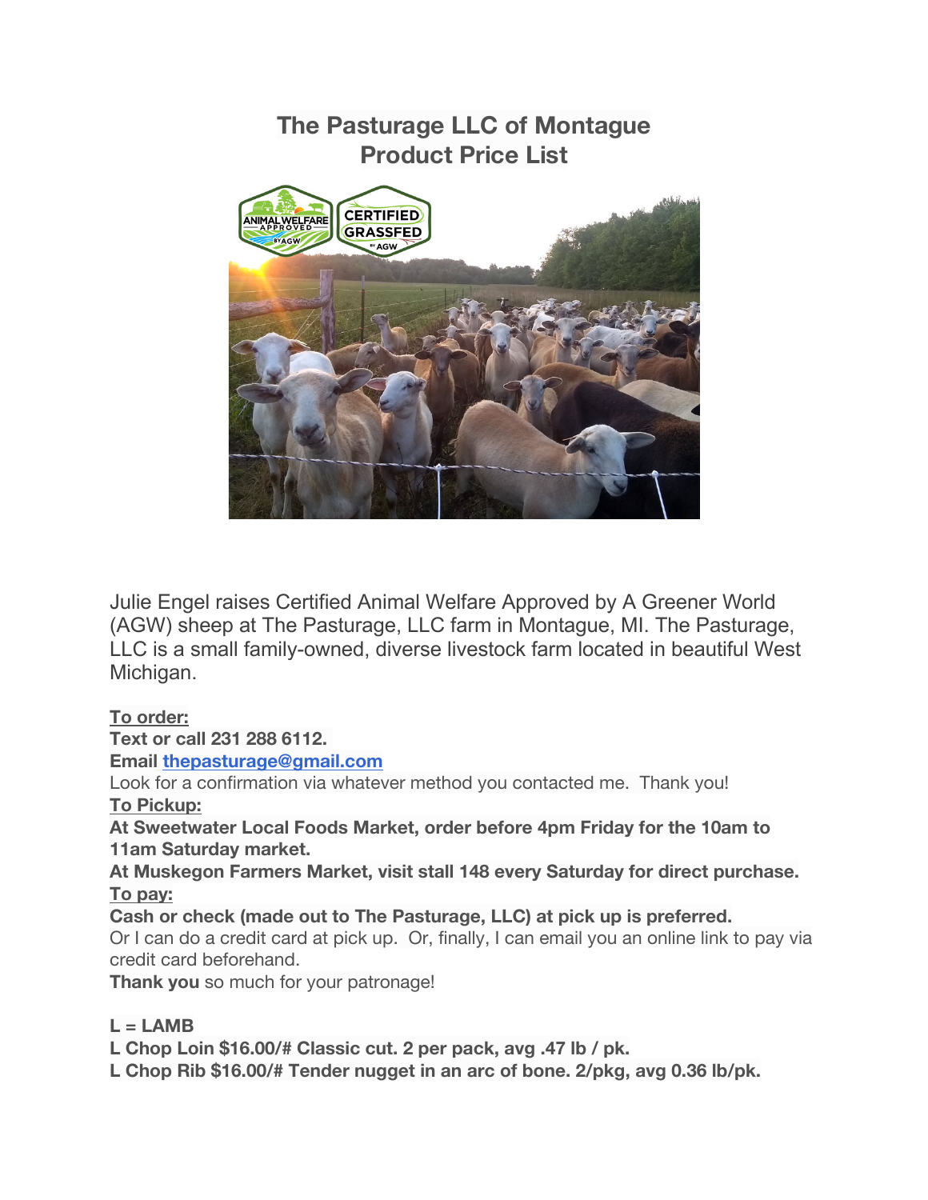# The Pasturage LLC of Montague
# Product Price List

Julie Engel raises Certified Animal Welfare Approved by A Greener World (AGW) sheep at The Pasturage, LLC farm in Montague, MI. The Pasturage, LLC is a small family-owned, diverse livestock farm located in beautiful West Michigan.

**To order:**
**Text or call 231 288 6112.**
**Email thepasturage@gmail.com**
Look for a confirmation via whatever method you contacted me. Thank you!
**To Pickup:**
**At Sweetwater Local Foods Market, order before 4pm Friday for the 10am to 11am Saturday market.**
**At Muskegon Farmers Market, visit stall 148 every Saturday for direct purchase.**
**To pay:**
**Cash or check (made out to The Pasturage, LLC) at pick up is preferred.**
Or I can do a credit card at pick up. Or, finally, I can email you an online link to pay via credit card beforehand.
**Thank you** so much for your patronage!

**L = LAMB**
**L Chop Loin $16.00/# Classic cut. 2 per pack, avg .47 lb / pk.**
**L Chop Rib $16.00/# Tender nugget in an arc of bone. 2/pkg, avg 0.36 lb/pk.**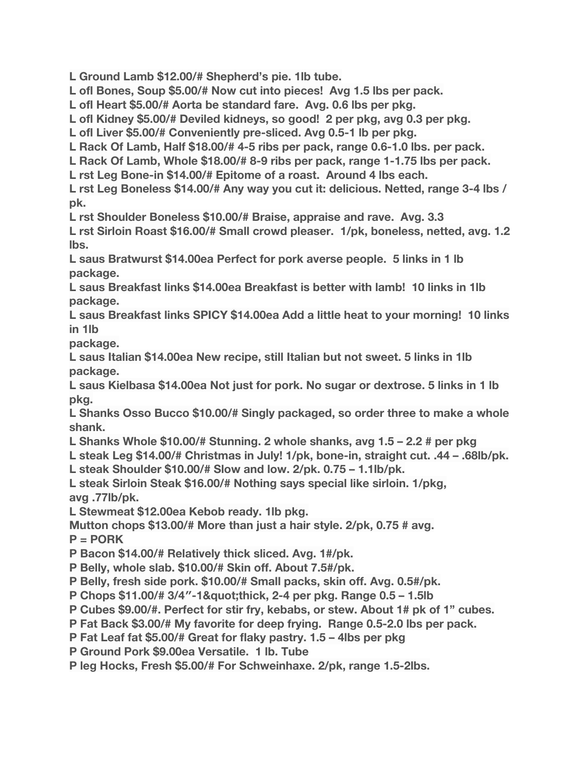**L Ground Lamb $12.00/# Shepherd's pie. 1lb tube.**

**L ofl Bones, Soup $5.00/# Now cut into pieces! Avg 1.5 lbs per pack.**

**L ofl Heart $5.00/# Aorta be standard fare. Avg. 0.6 lbs per pkg.**

**L ofl Kidney $5.00/# Deviled kidneys, so good! 2 per pkg, avg 0.3 per pkg.**

**L ofl Liver $5.00/# Conveniently pre-sliced. Avg 0.5-1 lb per pkg.**

**L Rack Of Lamb, Half $18.00/# 4-5 ribs per pack, range 0.6-1.0 lbs. per pack.**

**L Rack Of Lamb, Whole $18.00/# 8-9 ribs per pack, range 1-1.75 lbs per pack.**

**L rst Leg Bone-in $14.00/# Epitome of a roast. Around 4 lbs each.**

**L rst Leg Boneless $14.00/# Any way you cut it: delicious. Netted, range 3-4 lbs / pk.**

**L rst Shoulder Boneless $10.00/# Braise, appraise and rave. Avg. 3.3**

**L rst Sirloin Roast $16.00/# Small crowd pleaser. 1/pk, boneless, netted, avg. 1.2 lbs.**

**L saus Bratwurst $14.00ea Perfect for pork averse people. 5 links in 1 lb package.**

**L saus Breakfast links $14.00ea Breakfast is better with lamb! 10 links in 1lb package.**

**L saus Breakfast links SPICY $14.00ea Add a little heat to your morning! 10 links in 1lb package.**

**L saus Italian $14.00ea New recipe, still Italian but not sweet. 5 links in 1lb package.**

**L saus Kielbasa $14.00ea Not just for pork. No sugar or dextrose. 5 links in 1 lb pkg.**

**L Shanks Osso Bucco $10.00/# Singly packaged, so order three to make a whole shank.**

**L Shanks Whole $10.00/# Stunning. 2 whole shanks, avg 1.5 – 2.2 # per pkg**

**L steak Leg $14.00/# Christmas in July! 1/pk, bone-in, straight cut. .44 – .68lb/pk.**

**L steak Shoulder $10.00/# Slow and low. 2/pk. 0.75 – 1.1lb/pk.**

**L steak Sirloin Steak $16.00/# Nothing says special like sirloin. 1/pkg, avg .77lb/pk.**

**L Stewmeat $12.00ea Kebob ready. 1lb pkg.**

**Mutton chops $13.00/# More than just a hair style. 2/pk, 0.75 # avg.**

**P = PORK**

**P Bacon $14.00/# Relatively thick sliced. Avg. 1#/pk.**

**P Belly, whole slab. $10.00/# Skin off. About 7.5#/pk.**

**P Belly, fresh side pork. $10.00/# Small packs, skin off. Avg. 0.5#/pk.**

**P Chops $11.00/# 3/4"-1&quot;thick, 2-4 per pkg. Range 0.5 – 1.5lb**

**P Cubes $9.00/#. Perfect for stir fry, kebabs, or stew. About 1# pk of 1" cubes.**

**P Fat Back $3.00/# My favorite for deep frying. Range 0.5-2.0 lbs per pack.**

**P Fat Leaf fat $5.00/# Great for flaky pastry. 1.5 – 4lbs per pkg**

**P Ground Pork $9.00ea Versatile. 1 lb. Tube**

**P leg Hocks, Fresh $5.00/# For Schweinhaxe. 2/pk, range 1.5-2lbs.**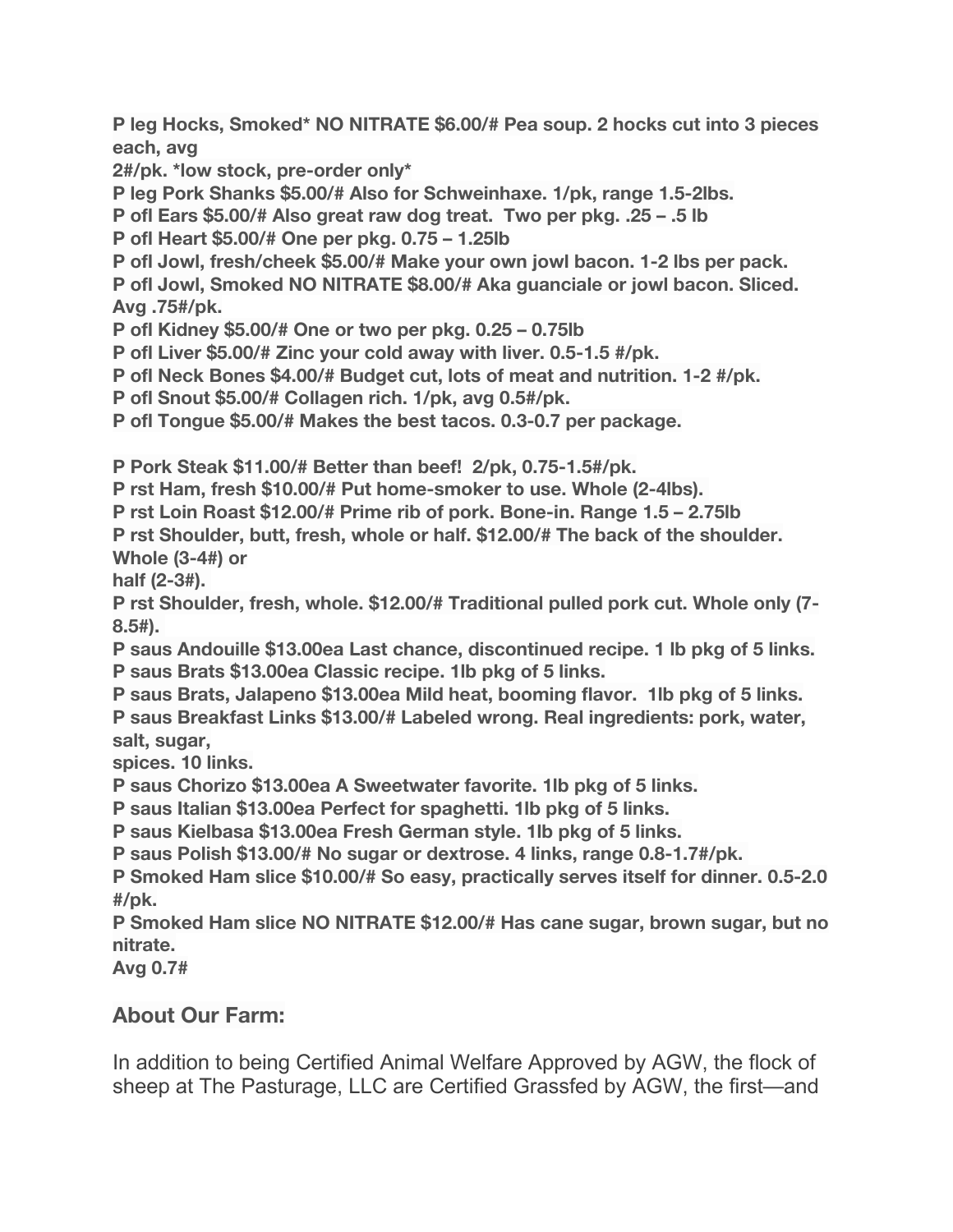**P leg Hocks, Smoked* NO NITRATE $6.00/# Pea soup. 2 hocks cut into 3 pieces each, avg 2#/pk. *low stock, pre-order only***

**P leg Pork Shanks $5.00/# Also for Schweinhaxe. 1/pk, range 1.5-2lbs.**

**P ofl Ears $5.00/# Also great raw dog treat. Two per pkg. .25 – .5 lb**

**P ofl Heart $5.00/# One per pkg. 0.75 – 1.25lb**

**P ofl Jowl, fresh/cheek $5.00/# Make your own jowl bacon. 1-2 lbs per pack.**

**P ofl Jowl, Smoked NO NITRATE $8.00/# Aka guanciale or jowl bacon. Sliced. Avg .75#/pk.**

**P ofl Kidney $5.00/# One or two per pkg. 0.25 – 0.75lb**

**P ofl Liver $5.00/# Zinc your cold away with liver. 0.5-1.5 #/pk.**

**P ofl Neck Bones $4.00/# Budget cut, lots of meat and nutrition. 1-2 #/pk.**

**P ofl Snout $5.00/# Collagen rich. 1/pk, avg 0.5#/pk.**

**P ofl Tongue $5.00/# Makes the best tacos. 0.3-0.7 per package.**

**P Pork Steak $11.00/# Better than beef! 2/pk, 0.75-1.5#/pk.**

**P rst Ham, fresh $10.00/# Put home-smoker to use. Whole (2-4lbs).**

**P rst Loin Roast $12.00/# Prime rib of pork. Bone-in. Range 1.5 – 2.75lb**

**P rst Shoulder, butt, fresh, whole or half. $12.00/# The back of the shoulder. Whole (3-4#) or half (2-3#).**

**P rst Shoulder, fresh, whole. $12.00/# Traditional pulled pork cut. Whole only (7-8.5#).**

**P saus Andouille $13.00ea Last chance, discontinued recipe. 1 lb pkg of 5 links.**

**P saus Brats $13.00ea Classic recipe. 1lb pkg of 5 links.**

**P saus Brats, Jalapeno $13.00ea Mild heat, booming flavor. 1lb pkg of 5 links.**

**P saus Breakfast Links $13.00/# Labeled wrong. Real ingredients: pork, water, salt, sugar, spices. 10 links.**

**P saus Chorizo $13.00ea A Sweetwater favorite. 1lb pkg of 5 links.**

**P saus Italian $13.00ea Perfect for spaghetti. 1lb pkg of 5 links.**

**P saus Kielbasa $13.00ea Fresh German style. 1lb pkg of 5 links.**

**P saus Polish $13.00/# No sugar or dextrose. 4 links, range 0.8-1.7#/pk.**

**P Smoked Ham slice $10.00/# So easy, practically serves itself for dinner. 0.5-2.0 #/pk.**

**P Smoked Ham slice NO NITRATE $12.00/# Has cane sugar, brown sugar, but no nitrate. Avg 0.7#**

## About Our Farm:

In addition to being Certified Animal Welfare Approved by AGW, the flock of sheep at The Pasturage, LLC are Certified Grassfed by AGW, the first—and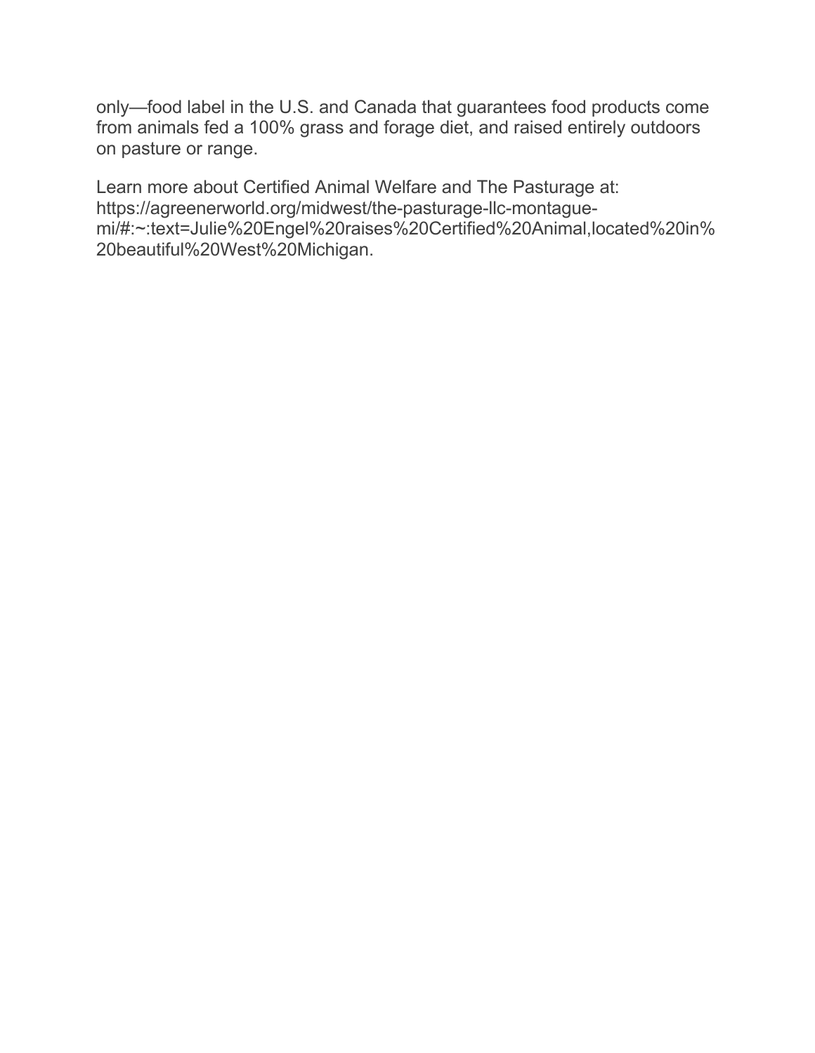only—food label in the U.S. and Canada that guarantees food products come from animals fed a 100% grass and forage diet, and raised entirely outdoors on pasture or range.

Learn more about Certified Animal Welfare and The Pasturage at: https://agreenerworld.org/midwest/the-pasturage-llc-montague-mi/#:~:text=Julie%20Engel%20raises%20Certified%20Animal,located%20in%20beautiful%20West%20Michigan.